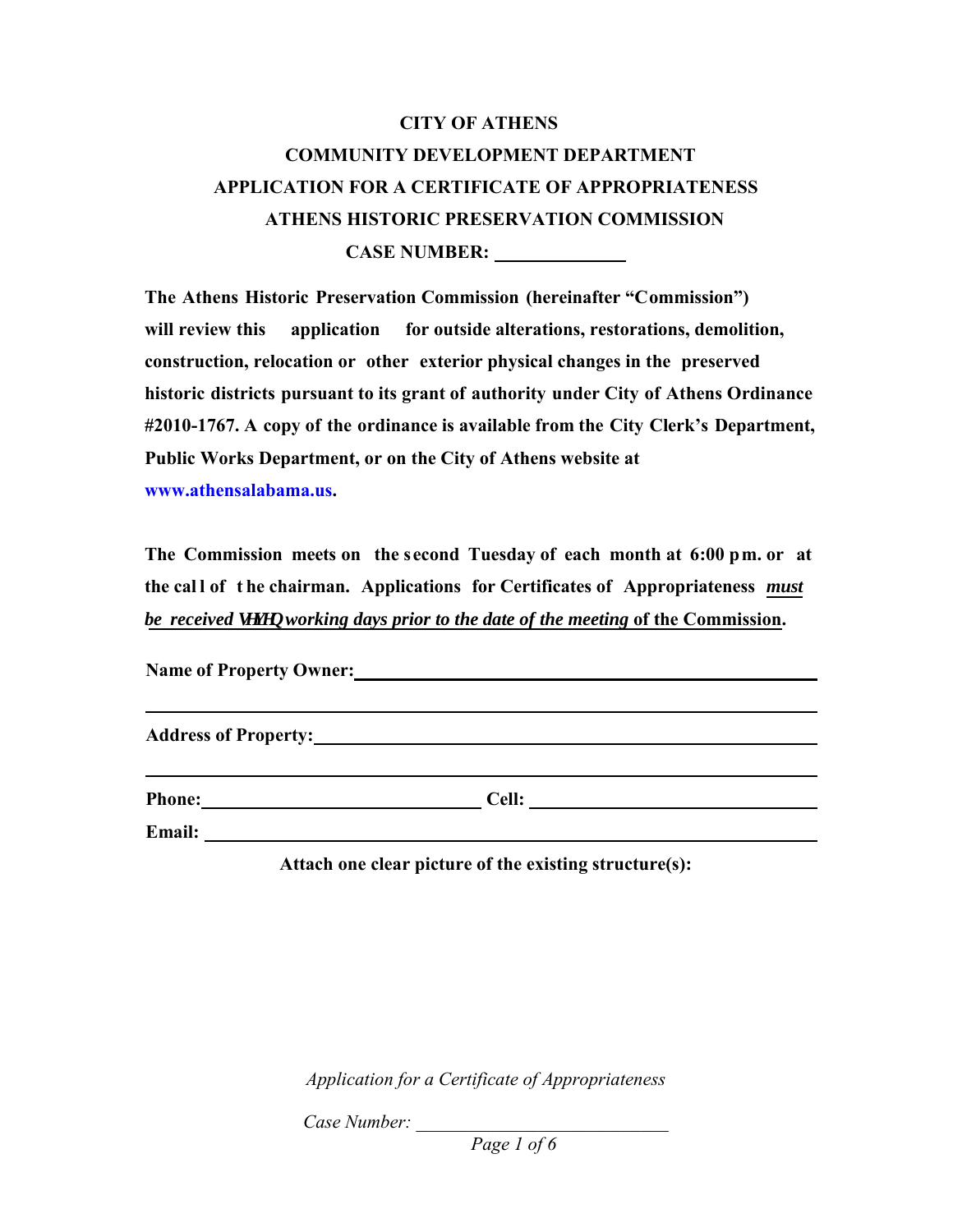# CITY OF ATHENS

## COMMUNITY DEVELOPMENT DEPARTMENT

## APPLICATION FOR A CERTIFICATE OF APPROPRIATENESS

## ATHENS HISTORIC PRESERVATION COMMISSION

**CASE NUMBER: ____________**

**The Athens Historic Preservation Commission (hereinafter "Commission") will review this application for outside alterations, restorations, demolition, construction, relocation or other exterior physical changes in the preserved historic districts pursuant to its grant of authority under City of Athens Ordinance #2010-1767. A copy of the ordinance is available from the City Clerk's Department, Public Works Department, or on the City of Athens website at www.athensalabama.us.**

**The Commission meets on the second Tuesday of each month at 6:00 pm. or at the call of the chairman. Applications for Certificates of Appropriateness *must be received seven working days prior to the date of the meeting* of the Commission.**

**Name of Property Owner:** ________________________________________________

________________________________________________________________

**Address of Property:** ________________________________________________

________________________________________________________________

**Phone:** ______________________ **Cell:** ______________________

**Email:** ________________________________________________

**Attach one clear picture of the existing structure(s):**

*Application for a Certificate of Appropriateness*

*Case Number:* ______________________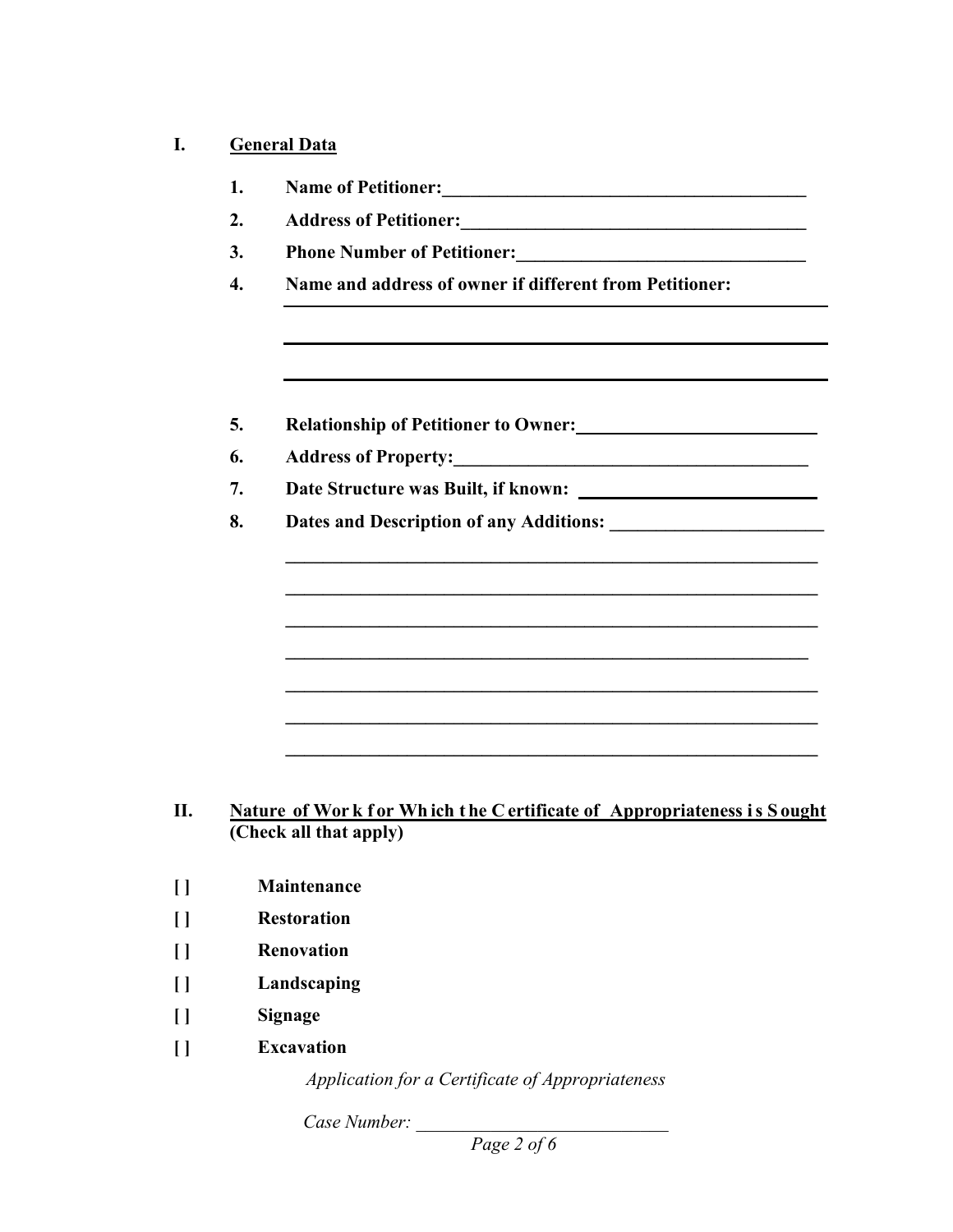## I. General Data

1. **Name of Petitioner:**\_\_\_\_\_\_\_\_\_\_\_\_\_\_\_\_\_\_\_\_\_\_\_\_\_\_\_\_\_\_\_\_\_\_\_\_\_\_\_\_
2. **Address of Petitioner:**\_\_\_\_\_\_\_\_\_\_\_\_\_\_\_\_\_\_\_\_\_\_\_\_\_\_\_\_\_\_\_\_\_\_\_\_\_\_
3. **Phone Number of Petitioner:**\_\_\_\_\_\_\_\_\_\_\_\_\_\_\_\_\_\_\_\_\_\_\_\_\_\_\_\_\_\_\_
4. **Name and address of owner if different from Petitioner:**

   \_\_\_\_\_\_\_\_\_\_\_\_\_\_\_\_\_\_\_\_\_\_\_\_\_\_\_\_\_\_\_\_\_\_\_\_\_\_\_\_\_\_\_\_\_\_\_\_\_\_\_\_\_\_\_\_

   \_\_\_\_\_\_\_\_\_\_\_\_\_\_\_\_\_\_\_\_\_\_\_\_\_\_\_\_\_\_\_\_\_\_\_\_\_\_\_\_\_\_\_\_\_\_\_\_\_\_\_\_\_\_\_\_

   \_\_\_\_\_\_\_\_\_\_\_\_\_\_\_\_\_\_\_\_\_\_\_\_\_\_\_\_\_\_\_\_\_\_\_\_\_\_\_\_\_\_\_\_\_\_\_\_\_\_\_\_\_\_\_\_

5. **Relationship of Petitioner to Owner:**\_\_\_\_\_\_\_\_\_\_\_\_\_\_\_\_\_\_\_\_\_\_\_\_\_
6. **Address of Property:**\_\_\_\_\_\_\_\_\_\_\_\_\_\_\_\_\_\_\_\_\_\_\_\_\_\_\_\_\_\_\_\_\_\_\_\_\_\_\_
7. **Date Structure was Built, if known:** \_\_\_\_\_\_\_\_\_\_\_\_\_\_\_\_\_\_\_\_\_\_\_\_\_
8. **Dates and Description of any Additions:** \_\_\_\_\_\_\_\_\_\_\_\_\_\_\_\_\_\_\_\_\_\_\_

   \_\_\_\_\_\_\_\_\_\_\_\_\_\_\_\_\_\_\_\_\_\_\_\_\_\_\_\_\_\_\_\_\_\_\_\_\_\_\_\_\_\_\_\_\_\_\_\_\_\_\_\_\_\_\_\_

   \_\_\_\_\_\_\_\_\_\_\_\_\_\_\_\_\_\_\_\_\_\_\_\_\_\_\_\_\_\_\_\_\_\_\_\_\_\_\_\_\_\_\_\_\_\_\_\_\_\_\_\_\_\_\_\_

   \_\_\_\_\_\_\_\_\_\_\_\_\_\_\_\_\_\_\_\_\_\_\_\_\_\_\_\_\_\_\_\_\_\_\_\_\_\_\_\_\_\_\_\_\_\_\_\_\_\_\_\_\_\_\_\_

   \_\_\_\_\_\_\_\_\_\_\_\_\_\_\_\_\_\_\_\_\_\_\_\_\_\_\_\_\_\_\_\_\_\_\_\_\_\_\_\_\_\_\_\_\_\_\_\_\_\_\_\_\_\_\_\_

   \_\_\_\_\_\_\_\_\_\_\_\_\_\_\_\_\_\_\_\_\_\_\_\_\_\_\_\_\_\_\_\_\_\_\_\_\_\_\_\_\_\_\_\_\_\_\_\_\_\_\_\_\_\_\_\_

   \_\_\_\_\_\_\_\_\_\_\_\_\_\_\_\_\_\_\_\_\_\_\_\_\_\_\_\_\_\_\_\_\_\_\_\_\_\_\_\_\_\_\_\_\_\_\_\_\_\_\_\_\_\_\_\_

   \_\_\_\_\_\_\_\_\_\_\_\_\_\_\_\_\_\_\_\_\_\_\_\_\_\_\_\_\_\_\_\_\_\_\_\_\_\_\_\_\_\_\_\_\_\_\_\_\_\_\_\_\_\_\_\_

## II. Nature of Work for Which the Certificate of Appropriateness is Sought

**(Check all that apply)**

- [ ] **Maintenance**
- [ ] **Restoration**
- [ ] **Renovation**
- [ ] **Landscaping**
- [ ] **Signage**
- [ ] **Excavation**

*Application for a Certificate of Appropriateness*

*Case Number:* \_\_\_\_\_\_\_\_\_\_\_\_\_\_\_\_\_\_\_\_\_\_\_\_\_\_\_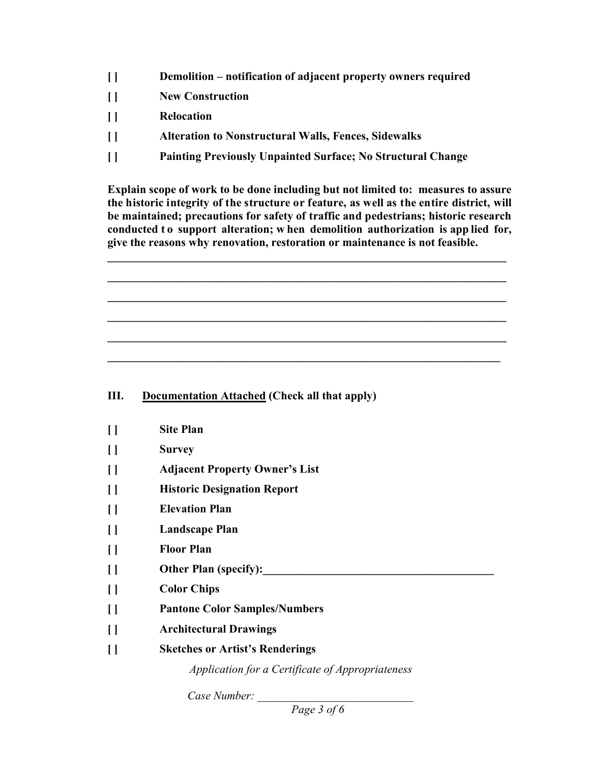- [ ] **Demolition – notification of adjacent property owners required**
- [ ] **New Construction**
- [ ] **Relocation**
- [ ] **Alteration to Nonstructural Walls, Fences, Sidewalks**
- [ ] **Painting Previously Unpainted Surface; No Structural Change**

**Explain scope of work to be done including but not limited to: measures to assure the historic integrity of the structure or feature, as well as the entire district, will be maintained; precautions for safety of traffic and pedestrians; historic research conducted to support alteration; when demolition authorization is applied for, give the reasons why renovation, restoration or maintenance is not feasible.**

\_\_\_\_\_\_\_\_\_\_\_\_\_\_\_\_\_\_\_\_\_\_\_\_\_\_\_\_\_\_\_\_\_\_\_\_\_\_\_\_\_\_\_\_\_\_\_\_\_\_\_\_\_\_\_\_\_\_\_\_\_\_\_\_\_\_\_\_\_\_

\_\_\_\_\_\_\_\_\_\_\_\_\_\_\_\_\_\_\_\_\_\_\_\_\_\_\_\_\_\_\_\_\_\_\_\_\_\_\_\_\_\_\_\_\_\_\_\_\_\_\_\_\_\_\_\_\_\_\_\_\_\_\_\_\_\_\_\_\_\_

\_\_\_\_\_\_\_\_\_\_\_\_\_\_\_\_\_\_\_\_\_\_\_\_\_\_\_\_\_\_\_\_\_\_\_\_\_\_\_\_\_\_\_\_\_\_\_\_\_\_\_\_\_\_\_\_\_\_\_\_\_\_\_\_\_\_\_\_\_\_

\_\_\_\_\_\_\_\_\_\_\_\_\_\_\_\_\_\_\_\_\_\_\_\_\_\_\_\_\_\_\_\_\_\_\_\_\_\_\_\_\_\_\_\_\_\_\_\_\_\_\_\_\_\_\_\_\_\_\_\_\_\_\_\_\_\_\_\_\_\_

\_\_\_\_\_\_\_\_\_\_\_\_\_\_\_\_\_\_\_\_\_\_\_\_\_\_\_\_\_\_\_\_\_\_\_\_\_\_\_\_\_\_\_\_\_\_\_\_\_\_\_\_\_\_\_\_\_\_\_\_\_\_\_\_\_\_\_\_\_\_

\_\_\_\_\_\_\_\_\_\_\_\_\_\_\_\_\_\_\_\_\_\_\_\_\_\_\_\_\_\_\_\_\_\_\_\_\_\_\_\_\_\_\_\_\_\_\_\_\_\_\_\_\_\_\_\_\_\_\_\_\_\_\_\_\_\_\_\_\_

## III. Documentation Attached (Check all that apply)

- [ ] **Site Plan**
- [ ] **Survey**
- [ ] **Adjacent Property Owner's List**
- [ ] **Historic Designation Report**
- [ ] **Elevation Plan**
- [ ] **Landscape Plan**
- [ ] **Floor Plan**
- [ ] **Other Plan (specify):\_\_\_\_\_\_\_\_\_\_\_\_\_\_\_\_\_\_\_\_\_\_\_\_\_\_\_\_\_\_\_\_\_\_\_\_\_\_\_\_**
- [ ] **Color Chips**
- [ ] **Pantone Color Samples/Numbers**
- [ ] **Architectural Drawings**
- [ ] **Sketches or Artist's Renderings**

*Application for a Certificate of Appropriateness*

*Case Number:* \_\_\_\_\_\_\_\_\_\_\_\_\_\_\_\_\_\_\_\_\_\_\_\_\_\_\_\_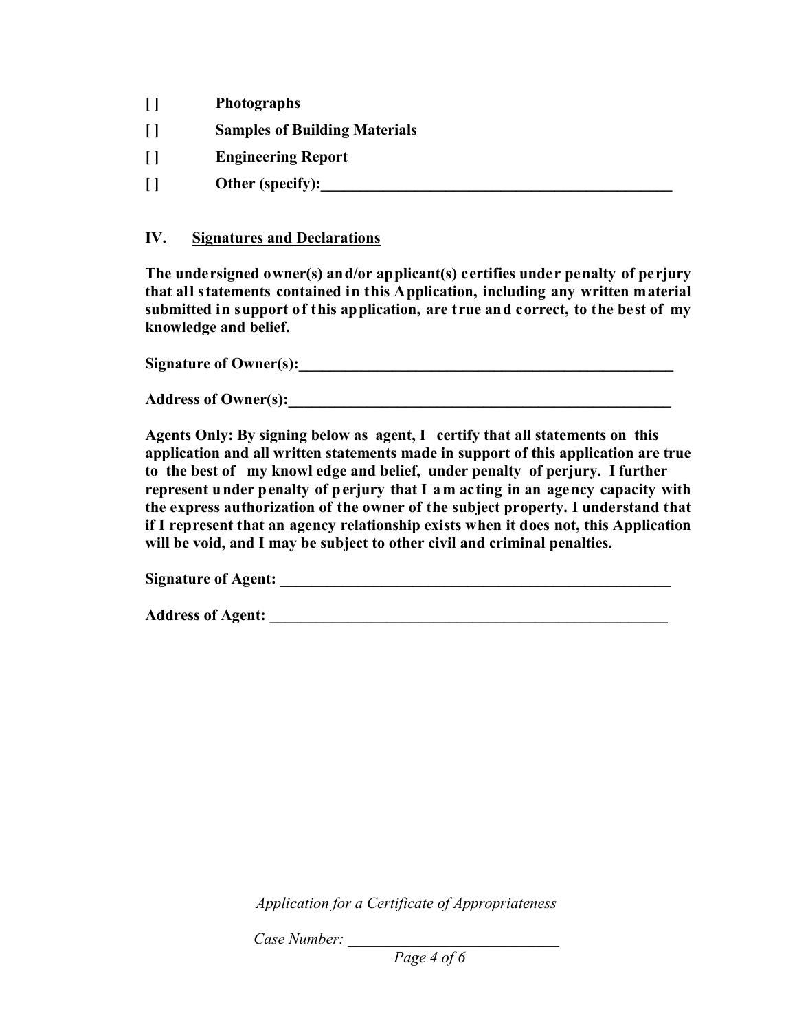**[ ]** **Photographs**

**[ ]** **Samples of Building Materials**

**[ ]** **Engineering Report**

**[ ]** **Other (specify):**______________________________________________

## IV. <u>Signatures and Declarations</u>

**The undersigned owner(s) and/or applicant(s) certifies under penalty of perjury that all statements contained in this Application, including any written material submitted in support of this application, are true and correct, to the best of my knowledge and belief.**

**Signature of Owner(s):**__________________________________________________

**Address of Owner(s):**___________________________________________________

**Agents Only: By signing below as agent, I certify that all statements on this application and all written statements made in support of this application are true to the best of my knowledge and belief, under penalty of perjury. I further represent under penalty of perjury that I am acting in an agency capacity with the express authorization of the owner of the subject property. I understand that if I represent that an agency relationship exists when it does not, this Application will be void, and I may be subject to other civil and criminal penalties.**

**Signature of Agent:** ___________________________________________________

**Address of Agent:** _____________________________________________________

*Application for a Certificate of Appropriateness*

*Case Number:* ___________________________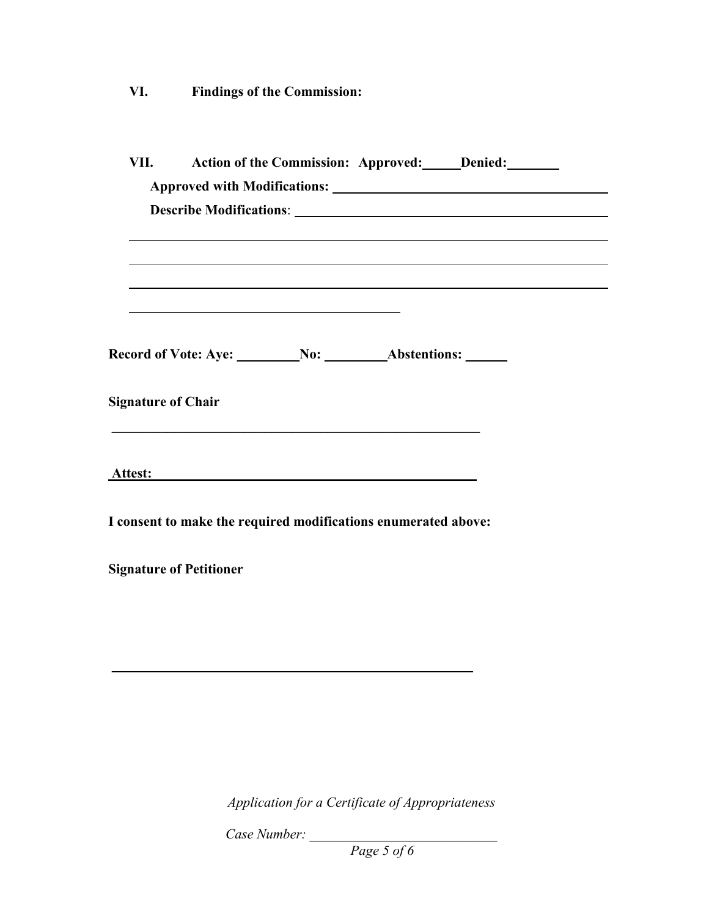**VI. Findings of the Commission:**

**VII. Action of the Commission: Approved:_____ Denied:_______**

**Approved with Modifications:** ________________________________________

**Describe Modifications**: ________________________________________

________________________________________________________________________

________________________________________________________________________

________________________________________________________________________

________________________________________

**Record of Vote: Aye: _________ No: _________ Abstentions: ______**

**Signature of Chair**

________________________________________________________

**Attest:** ________________________________________________

**I consent to make the required modifications enumerated above:**

**Signature of Petitioner**

________________________________________________________

*Application for a Certificate of Appropriateness*

*Case Number:* ____________________________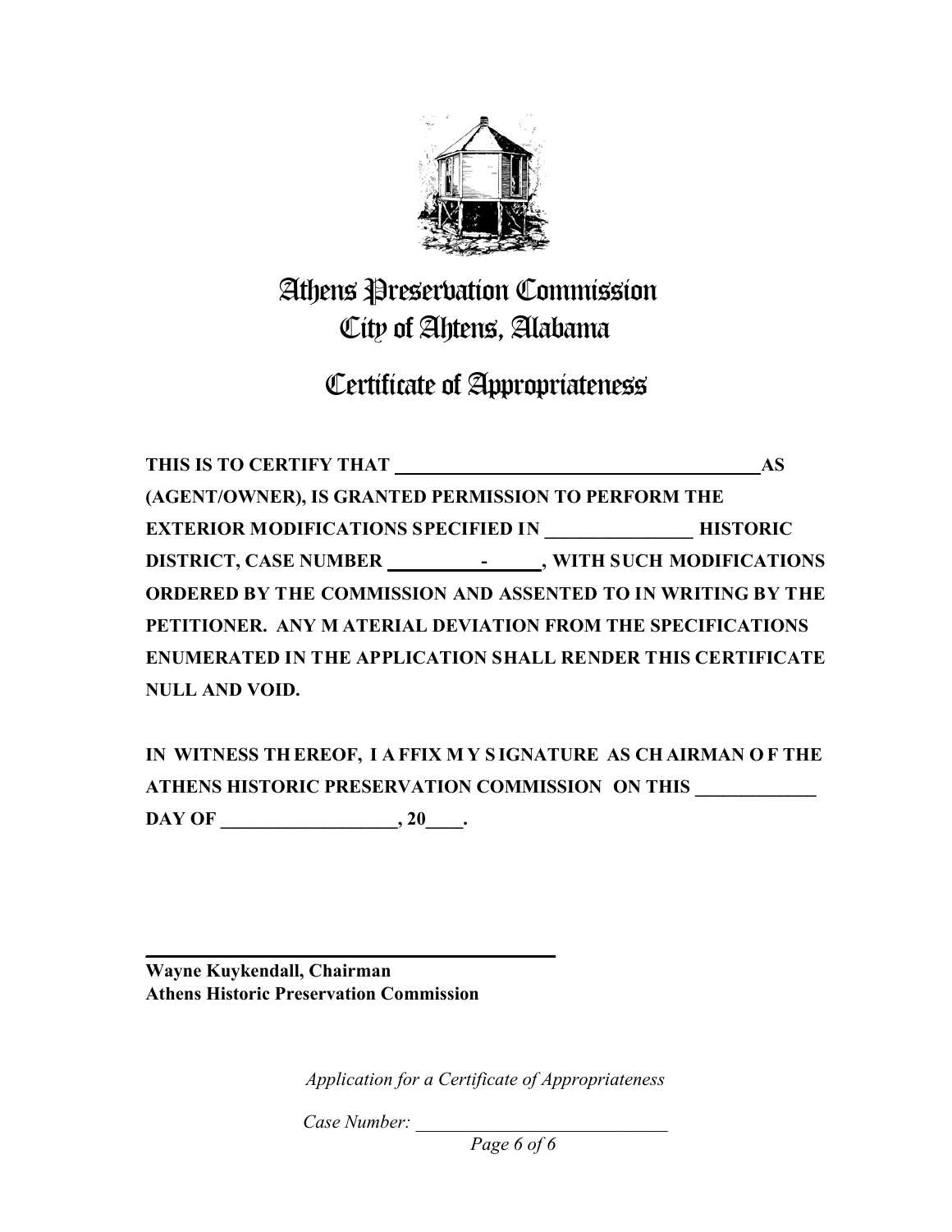# Athens Preservation Commission
# City of Ahtens, Alabama

## Certificate of Appropriateness

**THIS IS TO CERTIFY THAT \_\_\_\_\_\_\_\_\_\_\_\_\_\_\_\_\_\_\_\_\_\_\_\_\_\_\_\_\_\_\_\_\_\_\_\_\_\_\_\_ AS (AGENT/OWNER), IS GRANTED PERMISSION TO PERFORM THE EXTERIOR MODIFICATIONS SPECIFIED IN \_\_\_\_\_\_\_\_\_\_\_\_\_\_\_\_ HISTORIC DISTRICT, CASE NUMBER \_\_\_\_\_\_\_\_\_\_-\_\_\_\_\_\_, WITH SUCH MODIFICATIONS ORDERED BY THE COMMISSION AND ASSENTED TO IN WRITING BY THE PETITIONER. ANY MATERIAL DEVIATION FROM THE SPECIFICATIONS ENUMERATED IN THE APPLICATION SHALL RENDER THIS CERTIFICATE NULL AND VOID.**

**IN WITNESS THEREOF, I AFFIX MY SIGNATURE AS CHAIRMAN OF THE ATHENS HISTORIC PRESERVATION COMMISSION ON THIS \_\_\_\_\_\_\_\_\_\_\_\_\_ DAY OF \_\_\_\_\_\_\_\_\_\_\_\_\_\_\_\_\_\_\_, 20\_\_\_\_.**

\_\_\_\_\_\_\_\_\_\_\_\_\_\_\_\_\_\_\_\_\_\_\_\_\_\_\_\_\_\_\_\_\_\_\_\_\_\_\_\_\_\_\_\_

**Wayne Kuykendall, Chairman**
**Athens Historic Preservation Commission**

*Application for a Certificate of Appropriateness*

*Case Number:* \_\_\_\_\_\_\_\_\_\_\_\_\_\_\_\_\_\_\_\_\_\_\_\_\_\_\_\_